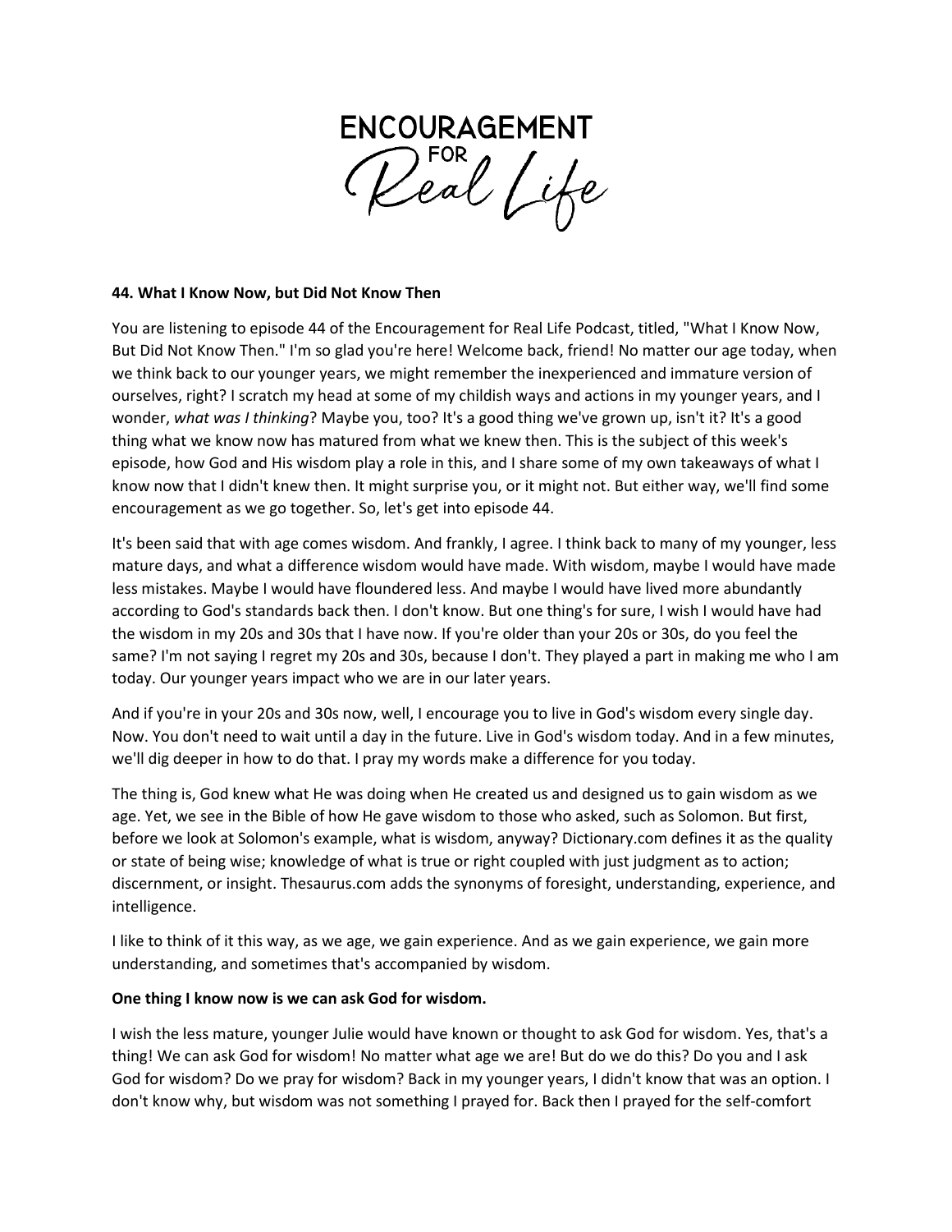# ENCOURAGEMENT FOR Real Life

**44. What I Know Now, but Did Not Know Then**

You are listening to episode 44 of the Encouragement for Real Life Podcast, titled, "What I Know Now, But Did Not Know Then." I'm so glad you're here! Welcome back, friend! No matter our age today, when we think back to our younger years, we might remember the inexperienced and immature version of ourselves, right? I scratch my head at some of my childish ways and actions in my younger years, and I wonder, *what was I thinking*? Maybe you, too? It's a good thing we've grown up, isn't it? It's a good thing what we know now has matured from what we knew then. This is the subject of this week's episode, how God and His wisdom play a role in this, and I share some of my own takeaways of what I know now that I didn't knew then. It might surprise you, or it might not. But either way, we'll find some encouragement as we go together. So, let's get into episode 44.

It's been said that with age comes wisdom. And frankly, I agree. I think back to many of my younger, less mature days, and what a difference wisdom would have made. With wisdom, maybe I would have made less mistakes. Maybe I would have floundered less. And maybe I would have lived more abundantly according to God's standards back then. I don't know. But one thing's for sure, I wish I would have had the wisdom in my 20s and 30s that I have now. If you're older than your 20s or 30s, do you feel the same? I'm not saying I regret my 20s and 30s, because I don't. They played a part in making me who I am today. Our younger years impact who we are in our later years.

And if you're in your 20s and 30s now, well, I encourage you to live in God's wisdom every single day. Now. You don't need to wait until a day in the future. Live in God's wisdom today. And in a few minutes, we'll dig deeper in how to do that. I pray my words make a difference for you today.

The thing is, God knew what He was doing when He created us and designed us to gain wisdom as we age. Yet, we see in the Bible of how He gave wisdom to those who asked, such as Solomon. But first, before we look at Solomon's example, what is wisdom, anyway? Dictionary.com defines it as the quality or state of being wise; knowledge of what is true or right coupled with just judgment as to action; discernment, or insight. Thesaurus.com adds the synonyms of foresight, understanding, experience, and intelligence.

I like to think of it this way, as we age, we gain experience. And as we gain experience, we gain more understanding, and sometimes that's accompanied by wisdom.

**One thing I know now is we can ask God for wisdom.**

I wish the less mature, younger Julie would have known or thought to ask God for wisdom. Yes, that's a thing! We can ask God for wisdom! No matter what age we are! But do we do this? Do you and I ask God for wisdom? Do we pray for wisdom? Back in my younger years, I didn't know that was an option. I don't know why, but wisdom was not something I prayed for. Back then I prayed for the self-comfort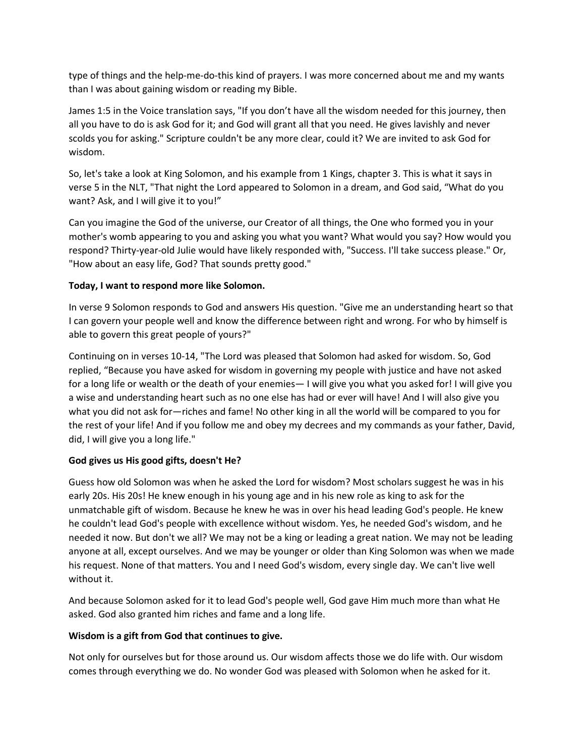type of things and the help-me-do-this kind of prayers. I was more concerned about me and my wants than I was about gaining wisdom or reading my Bible.

James 1:5 in the Voice translation says, "If you don't have all the wisdom needed for this journey, then all you have to do is ask God for it; and God will grant all that you need. He gives lavishly and never scolds you for asking." Scripture couldn't be any more clear, could it? We are invited to ask God for wisdom.

So, let's take a look at King Solomon, and his example from 1 Kings, chapter 3. This is what it says in verse 5 in the NLT, "That night the Lord appeared to Solomon in a dream, and God said, "What do you want? Ask, and I will give it to you!"

Can you imagine the God of the universe, our Creator of all things, the One who formed you in your mother's womb appearing to you and asking you what you want? What would you say? How would you respond? Thirty-year-old Julie would have likely responded with, "Success. I'll take success please." Or, "How about an easy life, God? That sounds pretty good."

**Today, I want to respond more like Solomon.**

In verse 9 Solomon responds to God and answers His question. "Give me an understanding heart so that I can govern your people well and know the difference between right and wrong. For who by himself is able to govern this great people of yours?"

Continuing on in verses 10-14, "The Lord was pleased that Solomon had asked for wisdom. So, God replied, "Because you have asked for wisdom in governing my people with justice and have not asked for a long life or wealth or the death of your enemies— I will give you what you asked for! I will give you a wise and understanding heart such as no one else has had or ever will have! And I will also give you what you did not ask for—riches and fame! No other king in all the world will be compared to you for the rest of your life! And if you follow me and obey my decrees and my commands as your father, David, did, I will give you a long life."

**God gives us His good gifts, doesn't He?**

Guess how old Solomon was when he asked the Lord for wisdom? Most scholars suggest he was in his early 20s. His 20s! He knew enough in his young age and in his new role as king to ask for the unmatchable gift of wisdom. Because he knew he was in over his head leading God's people. He knew he couldn't lead God's people with excellence without wisdom. Yes, he needed God's wisdom, and he needed it now. But don't we all? We may not be a king or leading a great nation. We may not be leading anyone at all, except ourselves. And we may be younger or older than King Solomon was when we made his request. None of that matters. You and I need God's wisdom, every single day. We can't live well without it.

And because Solomon asked for it to lead God's people well, God gave Him much more than what He asked. God also granted him riches and fame and a long life.

**Wisdom is a gift from God that continues to give.**

Not only for ourselves but for those around us. Our wisdom affects those we do life with. Our wisdom comes through everything we do. No wonder God was pleased with Solomon when he asked for it.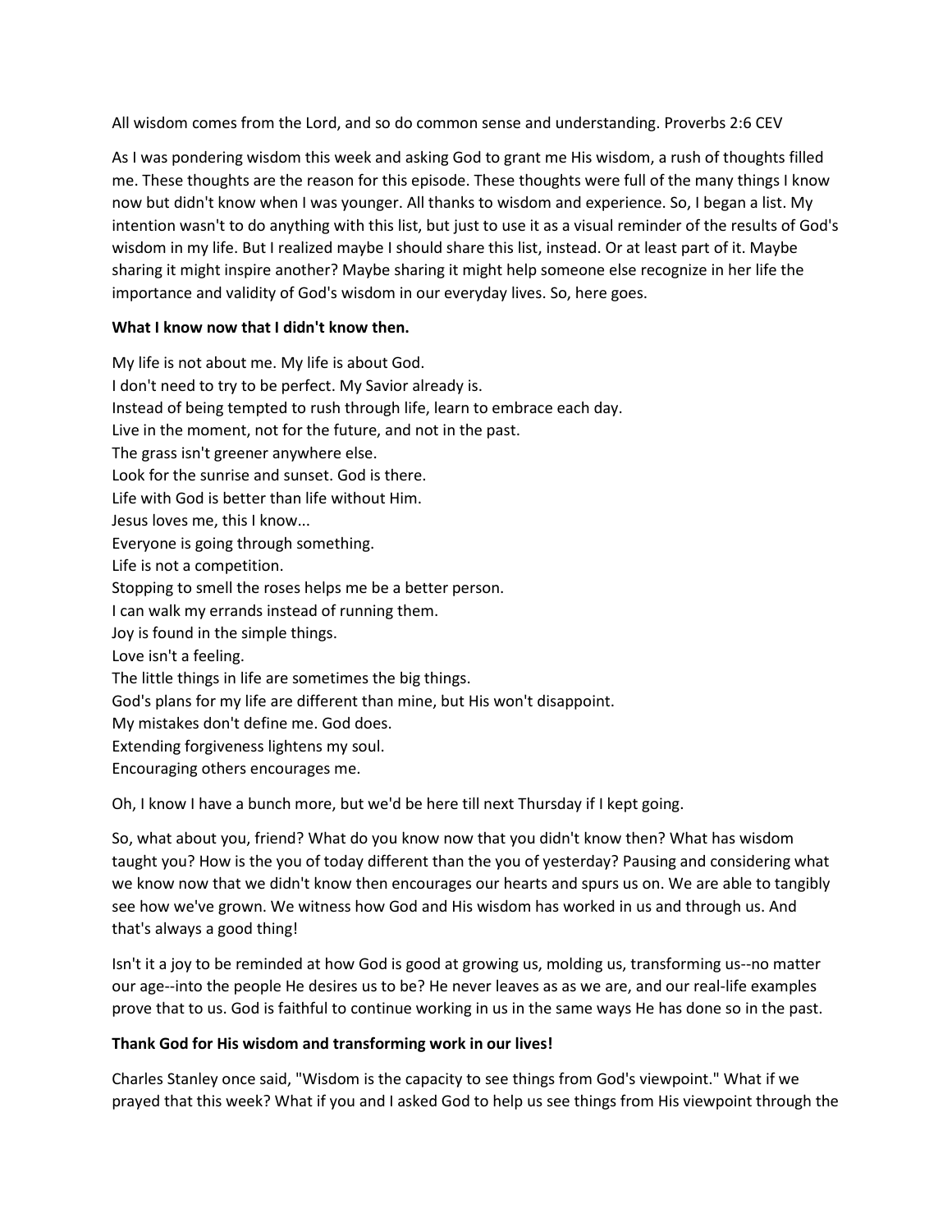All wisdom comes from the Lord, and so do common sense and understanding. Proverbs 2:6 CEV

As I was pondering wisdom this week and asking God to grant me His wisdom, a rush of thoughts filled me. These thoughts are the reason for this episode. These thoughts were full of the many things I know now but didn't know when I was younger. All thanks to wisdom and experience. So, I began a list. My intention wasn't to do anything with this list, but just to use it as a visual reminder of the results of God's wisdom in my life. But I realized maybe I should share this list, instead. Or at least part of it. Maybe sharing it might inspire another? Maybe sharing it might help someone else recognize in her life the importance and validity of God's wisdom in our everyday lives. So, here goes.

**What I know now that I didn't know then.**

My life is not about me. My life is about God.
I don't need to try to be perfect. My Savior already is.
Instead of being tempted to rush through life, learn to embrace each day.
Live in the moment, not for the future, and not in the past.
The grass isn't greener anywhere else.
Look for the sunrise and sunset. God is there.
Life with God is better than life without Him.
Jesus loves me, this I know...
Everyone is going through something.
Life is not a competition.
Stopping to smell the roses helps me be a better person.
I can walk my errands instead of running them.
Joy is found in the simple things.
Love isn't a feeling.
The little things in life are sometimes the big things.
God's plans for my life are different than mine, but His won't disappoint.
My mistakes don't define me. God does.
Extending forgiveness lightens my soul.
Encouraging others encourages me.

Oh, I know I have a bunch more, but we'd be here till next Thursday if I kept going.

So, what about you, friend? What do you know now that you didn't know then? What has wisdom taught you? How is the you of today different than the you of yesterday? Pausing and considering what we know now that we didn't know then encourages our hearts and spurs us on. We are able to tangibly see how we've grown. We witness how God and His wisdom has worked in us and through us. And that's always a good thing!

Isn't it a joy to be reminded at how God is good at growing us, molding us, transforming us--no matter our age--into the people He desires us to be? He never leaves as as we are, and our real-life examples prove that to us. God is faithful to continue working in us in the same ways He has done so in the past.

**Thank God for His wisdom and transforming work in our lives!**

Charles Stanley once said, "Wisdom is the capacity to see things from God's viewpoint." What if we prayed that this week? What if you and I asked God to help us see things from His viewpoint through the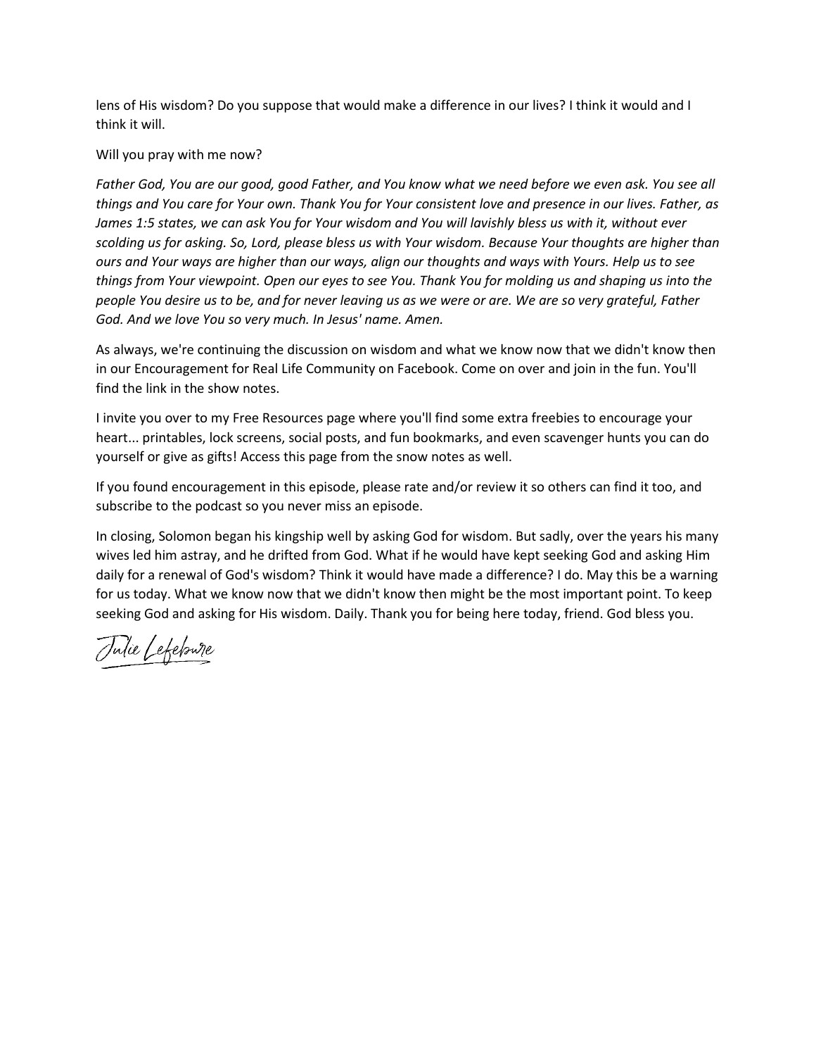lens of His wisdom? Do you suppose that would make a difference in our lives? I think it would and I think it will.

Will you pray with me now?

*Father God, You are our good, good Father, and You know what we need before we even ask. You see all things and You care for Your own. Thank You for Your consistent love and presence in our lives. Father, as James 1:5 states, we can ask You for Your wisdom and You will lavishly bless us with it, without ever scolding us for asking. So, Lord, please bless us with Your wisdom. Because Your thoughts are higher than ours and Your ways are higher than our ways, align our thoughts and ways with Yours. Help us to see things from Your viewpoint. Open our eyes to see You. Thank You for molding us and shaping us into the people You desire us to be, and for never leaving us as we were or are. We are so very grateful, Father God. And we love You so very much. In Jesus' name. Amen.*

As always, we're continuing the discussion on wisdom and what we know now that we didn't know then in our Encouragement for Real Life Community on Facebook. Come on over and join in the fun. You'll find the link in the show notes.

I invite you over to my Free Resources page where you'll find some extra freebies to encourage your heart... printables, lock screens, social posts, and fun bookmarks, and even scavenger hunts you can do yourself or give as gifts! Access this page from the snow notes as well.

If you found encouragement in this episode, please rate and/or review it so others can find it too, and subscribe to the podcast so you never miss an episode.

In closing, Solomon began his kingship well by asking God for wisdom. But sadly, over the years his many wives led him astray, and he drifted from God. What if he would have kept seeking God and asking Him daily for a renewal of God's wisdom? Think it would have made a difference? I do. May this be a warning for us today. What we know now that we didn't know then might be the most important point. To keep seeking God and asking for His wisdom. Daily. Thank you for being here today, friend. God bless you.

Julie Lefebvre